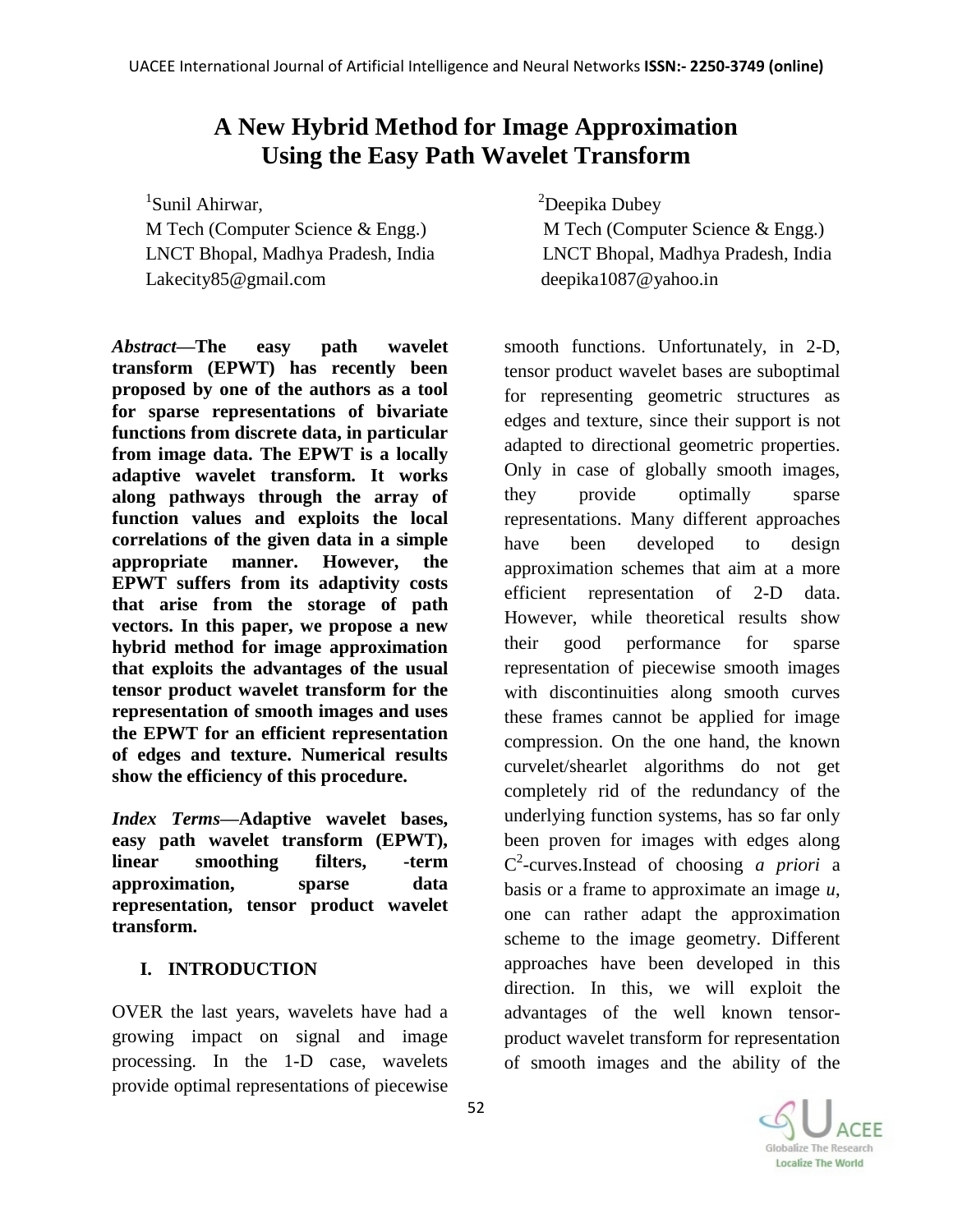# A New Hybrid Method for Image Approximation Using the Easy Path Wavelet Transform

[1]Sunil Ahirwar,
M Tech (Computer Science & Engg.)
LNCT Bhopal, Madhya Pradesh, India
Lakecity85@gmail.com

[2]Deepika Dubey
M Tech (Computer Science & Engg.)
LNCT Bhopal, Madhya Pradesh, India
deepika1087@yahoo.in

***Abstract*—The easy path wavelet transform (EPWT) has recently been proposed by one of the authors as a tool for sparse representations of bivariate functions from discrete data, in particular from image data. The EPWT is a locally adaptive wavelet transform. It works along pathways through the array of function values and exploits the local correlations of the given data in a simple appropriate manner. However, the EPWT suffers from its adaptivity costs that arise from the storage of path vectors. In this paper, we propose a new hybrid method for image approximation that exploits the advantages of the usual tensor product wavelet transform for the representation of smooth images and uses the EPWT for an efficient representation of edges and texture. Numerical results show the efficiency of this procedure.**

***Index Terms*—Adaptive wavelet bases, easy path wavelet transform (EPWT), linear smoothing filters, -term approximation, sparse data representation, tensor product wavelet transform.**

## I. INTRODUCTION

OVER the last years, wavelets have had a growing impact on signal and image processing. In the 1-D case, wavelets provide optimal representations of piecewise smooth functions. Unfortunately, in 2-D, tensor product wavelet bases are suboptimal for representing geometric structures as edges and texture, since their support is not adapted to directional geometric properties. Only in case of globally smooth images, they provide optimally sparse representations. Many different approaches have been developed to design approximation schemes that aim at a more efficient representation of 2-D data. However, while theoretical results show their good performance for sparse representation of piecewise smooth images with discontinuities along smooth curves these frames cannot be applied for image compression. On the one hand, the known curvelet/shearlet algorithms do not get completely rid of the redundancy of the underlying function systems, has so far only been proven for images with edges along $C^2$-curves.Instead of choosing *a priori* a basis or a frame to approximate an image *u*, one can rather adapt the approximation scheme to the image geometry. Different approaches have been developed in this direction. In this, we will exploit the advantages of the well known tensor-product wavelet transform for representation of smooth images and the ability of the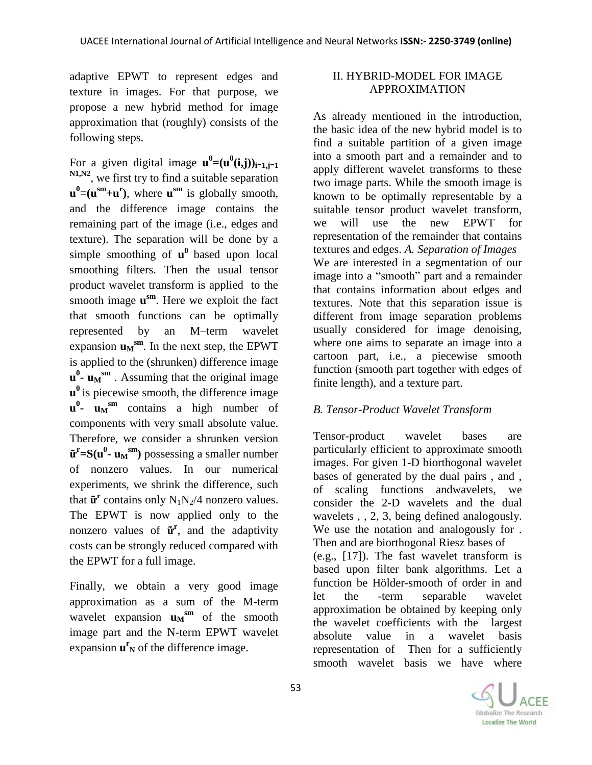adaptive EPWT to represent edges and texture in images. For that purpose, we propose a new hybrid method for image approximation that (roughly) consists of the following steps.

For a given digital image $\mathbf{u^0=(u^0(i,j))_{i=1,j=1}^{N1,N2}}$, we first try to find a suitable separation $\mathbf{u^0=(u^{sm}+u^r)}$, where $\mathbf{u^{sm}}$ is globally smooth, and the difference image contains the remaining part of the image (i.e., edges and texture). The separation will be done by a simple smoothing of $\mathbf{u^0}$ based upon local smoothing filters. Then the usual tensor product wavelet transform is applied to the smooth image $\mathbf{u^{sm}}$. Here we exploit the fact that smooth functions can be optimally represented by an M–term wavelet expansion $\mathbf{u_M^{sm}}$. In the next step, the EPWT is applied to the (shrunken) difference image $\mathbf{u^0- u_M^{sm}}$ . Assuming that the original image $\mathbf{u^0}$ is piecewise smooth, the difference image $\mathbf{u^0- u_M^{sm}}$ contains a high number of components with very small absolute value. Therefore, we consider a shrunken version $\mathbf{\tilde{u}^r=S(u^0- u_M^{sm})}$ possessing a smaller number of nonzero values. In our numerical experiments, we shrink the difference, such that $\mathbf{\tilde{u}^r}$ contains only $N_1N_2/4$ nonzero values. The EPWT is now applied only to the nonzero values of $\mathbf{\tilde{u}^r}$, and the adaptivity costs can be strongly reduced compared with the EPWT for a full image.

Finally, we obtain a very good image approximation as a sum of the M-term wavelet expansion $\mathbf{u_M^{sm}}$ of the smooth image part and the N-term EPWT wavelet expansion $\mathbf{u^r_N}$ of the difference image.

## II. HYBRID-MODEL FOR IMAGE APPROXIMATION

As already mentioned in the introduction, the basic idea of the new hybrid model is to find a suitable partition of a given image into a smooth part and a remainder and to apply different wavelet transforms to these two image parts. While the smooth image is known to be optimally representable by a suitable tensor product wavelet transform, we will use the new EPWT for representation of the remainder that contains textures and edges.

### *A. Separation of Images*

We are interested in a segmentation of our image into a "smooth" part and a remainder that contains information about edges and textures. Note that this separation issue is different from image separation problems usually considered for image denoising, where one aims to separate an image into a cartoon part, i.e., a piecewise smooth function (smooth part together with edges of finite length), and a texture part.

### *B. Tensor-Product Wavelet Transform*

Tensor-product wavelet bases are particularly efficient to approximate smooth images. For given 1-D biorthogonal wavelet bases of generated by the dual pairs , and , of scaling functions andwavelets, we consider the 2-D wavelets and the dual wavelets , , 2, 3, being defined analogously. We use the notation and analogously for . Then and are biorthogonal Riesz bases of (e.g., [17]). The fast wavelet transform is based upon filter bank algorithms. Let a function be Hölder-smooth of order in and let the -term separable wavelet approximation be obtained by keeping only the wavelet coefficients with the largest absolute value in a wavelet basis representation of Then for a sufficiently smooth wavelet basis we have where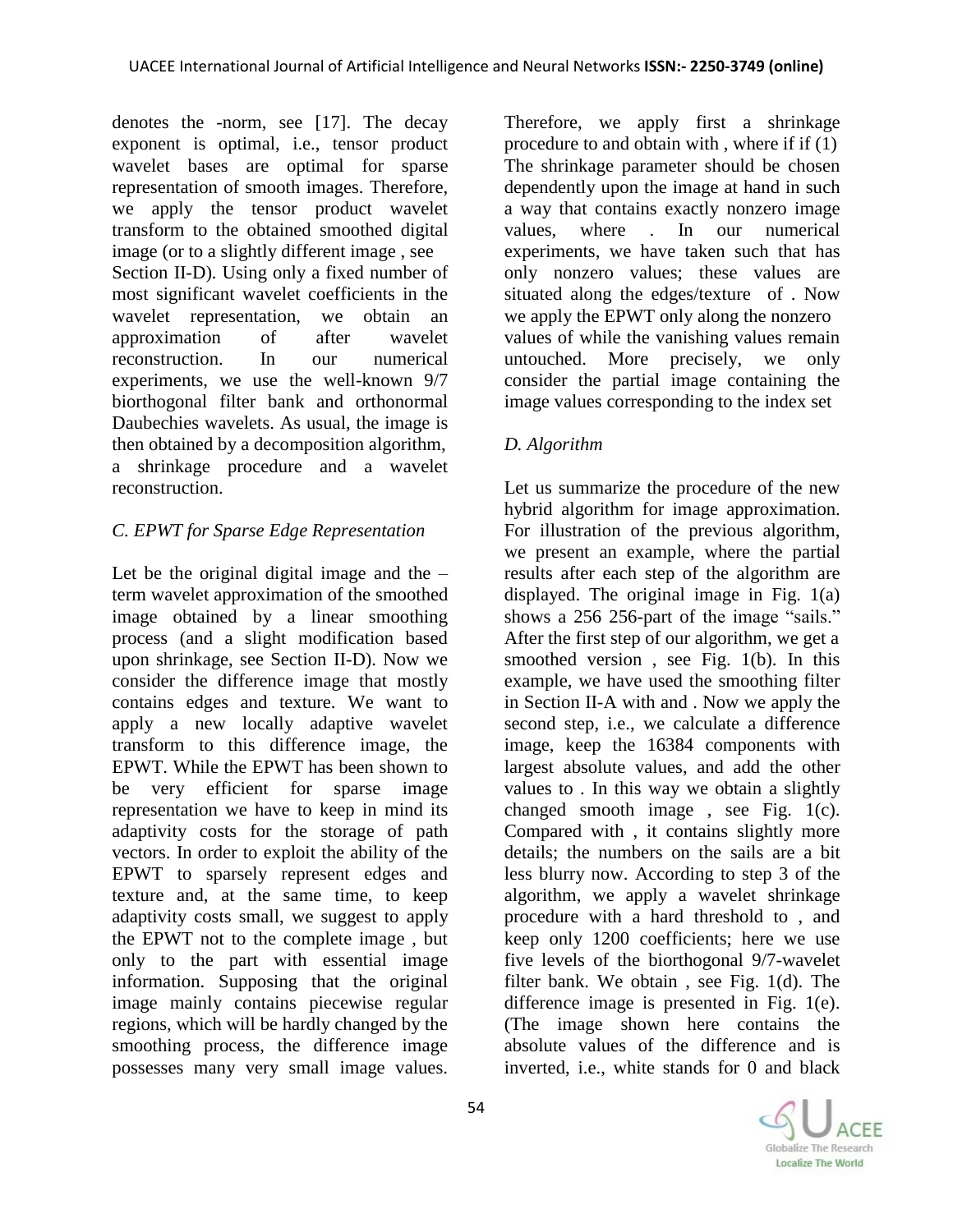denotes the -norm, see [17]. The decay exponent is optimal, i.e., tensor product wavelet bases are optimal for sparse representation of smooth images. Therefore, we apply the tensor product wavelet transform to the obtained smoothed digital image (or to a slightly different image , see Section II-D). Using only a fixed number of most significant wavelet coefficients in the wavelet representation, we obtain an approximation of after wavelet reconstruction. In our numerical experiments, we use the well-known 9/7 biorthogonal filter bank and orthonormal Daubechies wavelets. As usual, the image is then obtained by a decomposition algorithm, a shrinkage procedure and a wavelet reconstruction.

### *C. EPWT for Sparse Edge Representation*

Let be the original digital image and the –term wavelet approximation of the smoothed image obtained by a linear smoothing process (and a slight modification based upon shrinkage, see Section II-D). Now we consider the difference image that mostly contains edges and texture. We want to apply a new locally adaptive wavelet transform to this difference image, the EPWT. While the EPWT has been shown to be very efficient for sparse image representation we have to keep in mind its adaptivity costs for the storage of path vectors. In order to exploit the ability of the EPWT to sparsely represent edges and texture and, at the same time, to keep adaptivity costs small, we suggest to apply the EPWT not to the complete image , but only to the part with essential image information. Supposing that the original image mainly contains piecewise regular regions, which will be hardly changed by the smoothing process, the difference image possesses many very small image values. Therefore, we apply first a shrinkage procedure to and obtain with , where if if (1) The shrinkage parameter should be chosen dependently upon the image at hand in such a way that contains exactly nonzero image values, where . In our numerical experiments, we have taken such that has only nonzero values; these values are situated along the edges/texture of . Now we apply the EPWT only along the nonzero values of while the vanishing values remain untouched. More precisely, we only consider the partial image containing the image values corresponding to the index set

### *D. Algorithm*

Let us summarize the procedure of the new hybrid algorithm for image approximation. For illustration of the previous algorithm, we present an example, where the partial results after each step of the algorithm are displayed. The original image in Fig. 1(a) shows a 256 256-part of the image "sails." After the first step of our algorithm, we get a smoothed version , see Fig. 1(b). In this example, we have used the smoothing filter in Section II-A with and . Now we apply the second step, i.e., we calculate a difference image, keep the 16384 components with largest absolute values, and add the other values to . In this way we obtain a slightly changed smooth image , see Fig. 1(c). Compared with , it contains slightly more details; the numbers on the sails are a bit less blurry now. According to step 3 of the algorithm, we apply a wavelet shrinkage procedure with a hard threshold to , and keep only 1200 coefficients; here we use five levels of the biorthogonal 9/7-wavelet filter bank. We obtain , see Fig. 1(d). The difference image is presented in Fig. 1(e). (The image shown here contains the absolute values of the difference and is inverted, i.e., white stands for 0 and black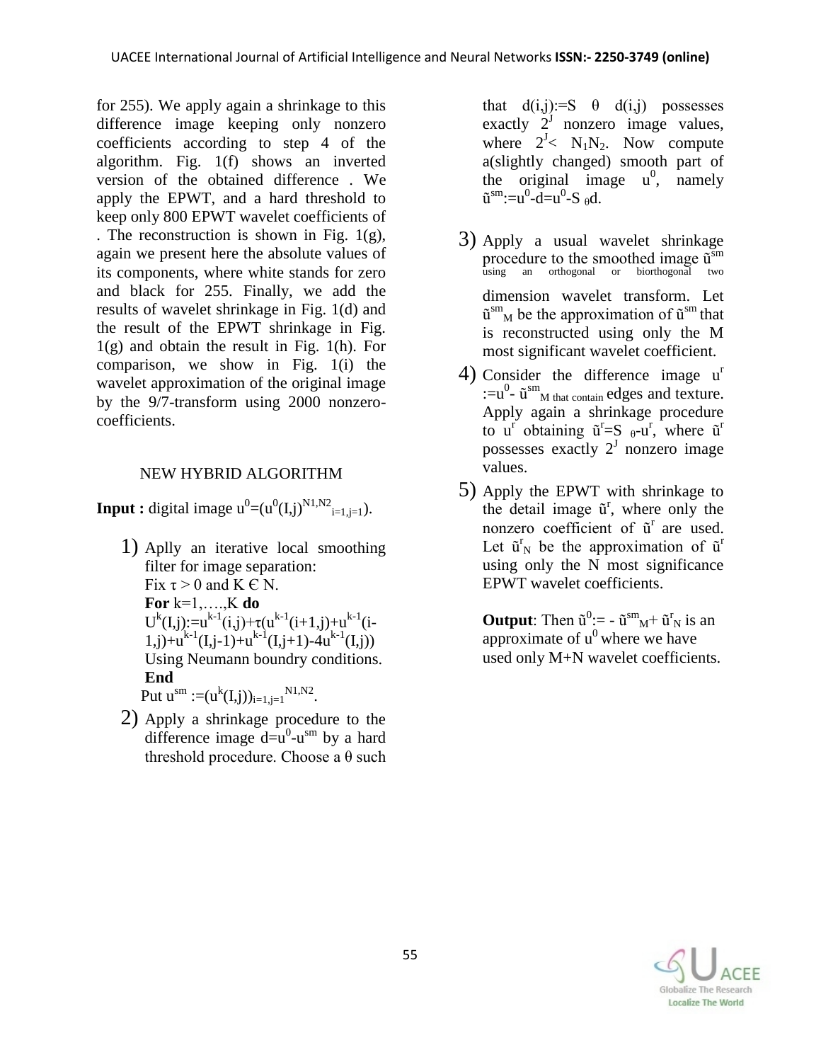for 255). We apply again a shrinkage to this difference image keeping only nonzero coefficients according to step 4 of the algorithm. Fig. 1(f) shows an inverted version of the obtained difference . We apply the EPWT, and a hard threshold to keep only 800 EPWT wavelet coefficients of . The reconstruction is shown in Fig. 1(g), again we present here the absolute values of its components, where white stands for zero and black for 255. Finally, we add the results of wavelet shrinkage in Fig. 1(d) and the result of the EPWT shrinkage in Fig. 1(g) and obtain the result in Fig. 1(h). For comparison, we show in Fig. 1(i) the wavelet approximation of the original image by the 9/7-transform using 2000 nonzero-coefficients.

## NEW HYBRID ALGORITHM

**Input :** digital image $u^0=(u^0(I,j)^{N1,N2}_{i=1,j=1})$.

1) Aplly an iterative local smoothing filter for image separation:
   Fix $\tau > 0$ and $K \in N$.
   **For** k=1,….,K **do**
   $U^k(I,j):=u^{k-1}(i,j)+\tau(u^{k-1}(i+1,j)+u^{k-1}(i-1,j)+u^{k-1}(I,j-1)+u^{k-1}(I,j+1)-4u^{k-1}(I,j))$
   Using Neumann boundry conditions.
   **End**
   Put $u^{sm} :=(u^k(I,j))_{i=1,j=1}^{N1,N2}$.
2) Apply a shrinkage procedure to the difference image $d=u^0-u^{sm}$ by a hard threshold procedure. Choose a $\theta$ such that $d(i,j):=S\ \theta\ d(i,j)$ possesses exactly $2^J$ nonzero image values, where $2^J< N_1N_2$. Now compute a(slightly changed) smooth part of the original image $u^0$, namely $\tilde{u}^{sm}:=u^0-d=u^0-S_{\theta}d$.
3) Apply a usual wavelet shrinkage procedure to the smoothed image $\tilde{u}^{sm}$ using an orthogonal or biorthogonal two dimension wavelet transform. Let $\tilde{u}^{sm}_M$ be the approximation of $\tilde{u}^{sm}$ that is reconstructed using only the M most significant wavelet coefficient.
4) Consider the difference image $u^r :=u^0- \tilde{u}^{sm}_{M \text{ that contain}}$ edges and texture. Apply again a shrinkage procedure to $u^r$ obtaining $\tilde{u}^r=S_{\theta}\text{-}u^r$, where $\tilde{u}^r$ possesses exactly $2^J$ nonzero image values.
5) Apply the EPWT with shrinkage to the detail image $\tilde{u}^r$, where only the nonzero coefficient of $\tilde{u}^r$ are used. Let $\tilde{u}^r_N$ be the approximation of $\tilde{u}^r$ using only the N most significance EPWT wavelet coefficients.

**Output**: Then $\tilde{u}^0:= - \tilde{u}^{sm}_M+ \tilde{u}^r_N$ is an approximate of $u^0$ where we have used only M+N wavelet coefficients.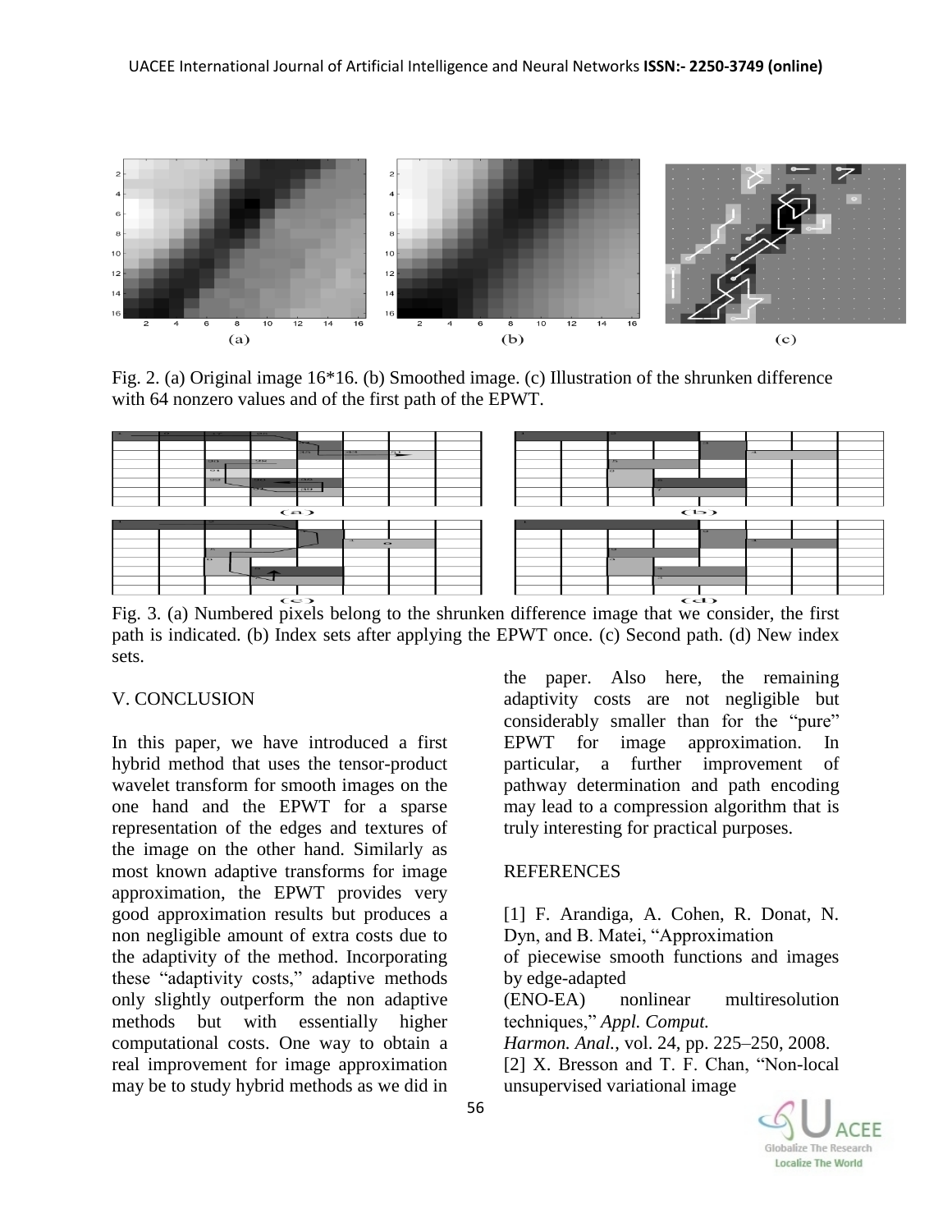Fig. 2. (a) Original image 16*16. (b) Smoothed image. (c) Illustration of the shrunken difference with 64 nonzero values and of the first path of the EPWT.

Fig. 3. (a) Numbered pixels belong to the shrunken difference image that we consider, the first path is indicated. (b) Index sets after applying the EPWT once. (c) Second path. (d) New index sets.

## V. CONCLUSION

In this paper, we have introduced a first hybrid method that uses the tensor-product wavelet transform for smooth images on the one hand and the EPWT for a sparse representation of the edges and textures of the image on the other hand. Similarly as most known adaptive transforms for image approximation, the EPWT provides very good approximation results but produces a non negligible amount of extra costs due to the adaptivity of the method. Incorporating these "adaptivity costs," adaptive methods only slightly outperform the non adaptive methods but with essentially higher computational costs. One way to obtain a real improvement for image approximation may be to study hybrid methods as we did in the paper. Also here, the remaining adaptivity costs are not negligible but considerably smaller than for the "pure" EPWT for image approximation. In particular, a further improvement of pathway determination and path encoding may lead to a compression algorithm that is truly interesting for practical purposes.

## REFERENCES

[1] F. Arandiga, A. Cohen, R. Donat, N. Dyn, and B. Matei, "Approximation of piecewise smooth functions and images by edge-adapted (ENO-EA) nonlinear multiresolution techniques," *Appl. Comput. Harmon. Anal.*, vol. 24, pp. 225–250, 2008.

[2] X. Bresson and T. F. Chan, "Non-local unsupervised variational image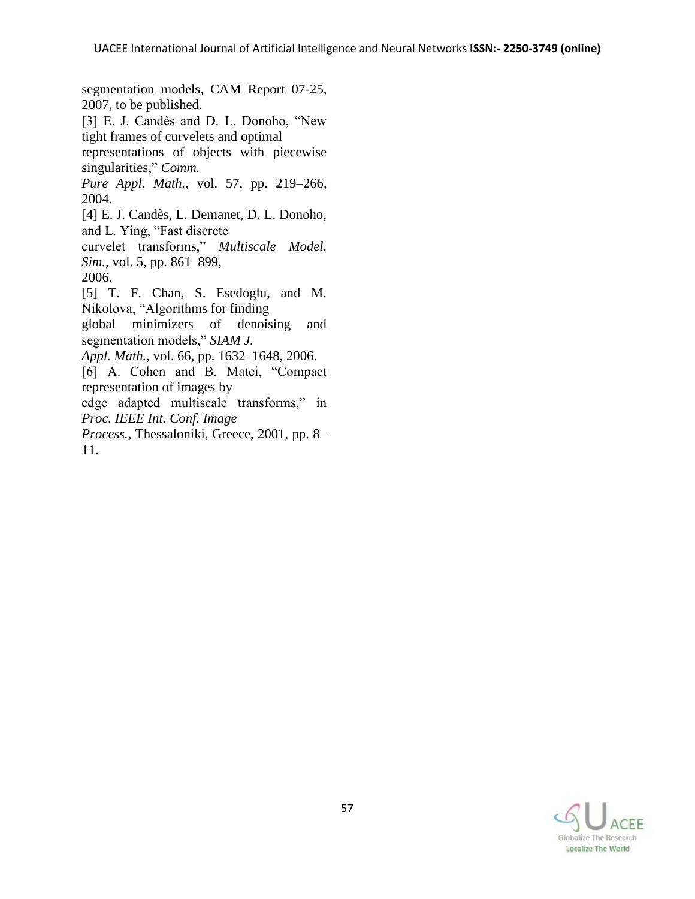segmentation models, CAM Report 07-25, 2007, to be published.

[3] E. J. Candès and D. L. Donoho, "New tight frames of curvelets and optimal representations of objects with piecewise singularities," *Comm. Pure Appl. Math.*, vol. 57, pp. 219–266, 2004.

[4] E. J. Candès, L. Demanet, D. L. Donoho, and L. Ying, "Fast discrete curvelet transforms," *Multiscale Model. Sim.*, vol. 5, pp. 861–899, 2006.

[5] T. F. Chan, S. Esedoglu, and M. Nikolova, "Algorithms for finding global minimizers of denoising and segmentation models," *SIAM J. Appl. Math.*, vol. 66, pp. 1632–1648, 2006.

[6] A. Cohen and B. Matei, "Compact representation of images by edge adapted multiscale transforms," in *Proc. IEEE Int. Conf. Image Process.*, Thessaloniki, Greece, 2001, pp. 8–11.